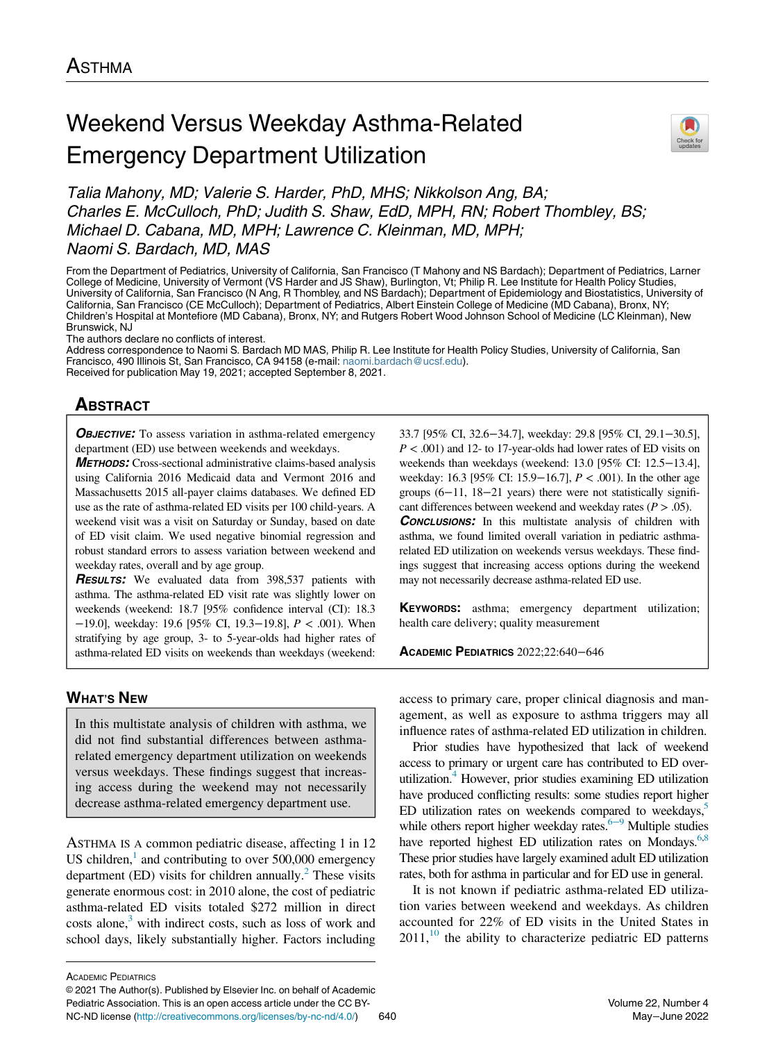ASTHMA

# Weekend Versus Weekday Asthma-Related Emergency Department Utilization

*Talia Mahony, MD; Valerie S. Harder, PhD, MHS; Nikkolson Ang, BA; Charles E. McCulloch, PhD; Judith S. Shaw, EdD, MPH, RN; Robert Thombley, BS; Michael D. Cabana, MD, MPH; Lawrence C. Kleinman, MD, MPH; Naomi S. Bardach, MD, MAS*

From the Department of Pediatrics, University of California, San Francisco (T Mahony and NS Bardach); Department of Pediatrics, Larner College of Medicine, University of Vermont (VS Harder and JS Shaw), Burlington, Vt; Philip R. Lee Institute for Health Policy Studies, University of California, San Francisco (N Ang, R Thombley, and NS Bardach); Department of Epidemiology and Biostatistics, University of California, San Francisco (CE McCulloch); Department of Pediatrics, Albert Einstein College of Medicine (MD Cabana), Bronx, NY; Children's Hospital at Montefiore (MD Cabana), Bronx, NY; and Rutgers Robert Wood Johnson School of Medicine (LC Kleinman), New Brunswick, NJ

The authors declare no conflicts of interest.

Address correspondence to Naomi S. Bardach MD MAS, Philip R. Lee Institute for Health Policy Studies, University of California, San Francisco, 490 Illinois St, San Francisco, CA 94158 (e-mail: naomi.bardach@ucsf.edu).

Received for publication May 19, 2021; accepted September 8, 2021.

## ABSTRACT

***OBJECTIVE:*** To assess variation in asthma-related emergency department (ED) use between weekends and weekdays.

***METHODS:*** Cross-sectional administrative claims-based analysis using California 2016 Medicaid data and Vermont 2016 and Massachusetts 2015 all-payer claims databases. We defined ED use as the rate of asthma-related ED visits per 100 child-years. A weekend visit was a visit on Saturday or Sunday, based on date of ED visit claim. We used negative binomial regression and robust standard errors to assess variation between weekend and weekday rates, overall and by age group.

***RESULTS:*** We evaluated data from 398,537 patients with asthma. The asthma-related ED visit rate was slightly lower on weekends (weekend: 18.7 [95% confidence interval (CI): 18.3−19.0], weekday: 19.6 [95% CI, 19.3−19.8], $P < .001$). When stratifying by age group, 3- to 5-year-olds had higher rates of asthma-related ED visits on weekends than weekdays (weekend: 33.7 [95% CI, 32.6−34.7], weekday: 29.8 [95% CI, 29.1−30.5], $P < .001$) and 12- to 17-year-olds had lower rates of ED visits on weekends than weekdays (weekend: 13.0 [95% CI: 12.5−13.4], weekday: 16.3 [95% CI: 15.9−16.7], $P < .001$). In the other age groups (6−11, 18−21 years) there were not statistically significant differences between weekend and weekday rates ($P > .05$).

***CONCLUSIONS:*** In this multistate analysis of children with asthma, we found limited overall variation in pediatric asthma-related ED utilization on weekends versus weekdays. These findings suggest that increasing access options during the weekend may not necessarily decrease asthma-related ED use.

**KEYWORDS:** asthma; emergency department utilization; health care delivery; quality measurement

ACADEMIC PEDIATRICS 2022;22:640−646

## WHAT'S NEW

In this multistate analysis of children with asthma, we did not find substantial differences between asthma-related emergency department utilization on weekends versus weekdays. These findings suggest that increasing access during the weekend may not necessarily decrease asthma-related emergency department use.

ASTHMA IS A common pediatric disease, affecting 1 in 12 US children,[1] and contributing to over 500,000 emergency department (ED) visits for children annually.[2] These visits generate enormous cost: in 2010 alone, the cost of pediatric asthma-related ED visits totaled $272 million in direct costs alone,[3] with indirect costs, such as loss of work and school days, likely substantially higher. Factors including access to primary care, proper clinical diagnosis and management, as well as exposure to asthma triggers may all influence rates of asthma-related ED utilization in children.

Prior studies have hypothesized that lack of weekend access to primary or urgent care has contributed to ED overutilization.[4] However, prior studies examining ED utilization have produced conflicting results: some studies report higher ED utilization rates on weekends compared to weekdays,[5] while others report higher weekday rates.[6−9] Multiple studies have reported highest ED utilization rates on Mondays.[6,8] These prior studies have largely examined adult ED utilization rates, both for asthma in particular and for ED use in general.

It is not known if pediatric asthma-related ED utilization varies between weekend and weekdays. As children accounted for 22% of ED visits in the United States in 2011,[10] the ability to characterize pediatric ED patterns

© 2021 The Author(s). Published by Elsevier Inc. on behalf of Academic Pediatric Association. This is an open access article under the CC BY-NC-ND license (http://creativecommons.org/licenses/by-nc-nd/4.0/)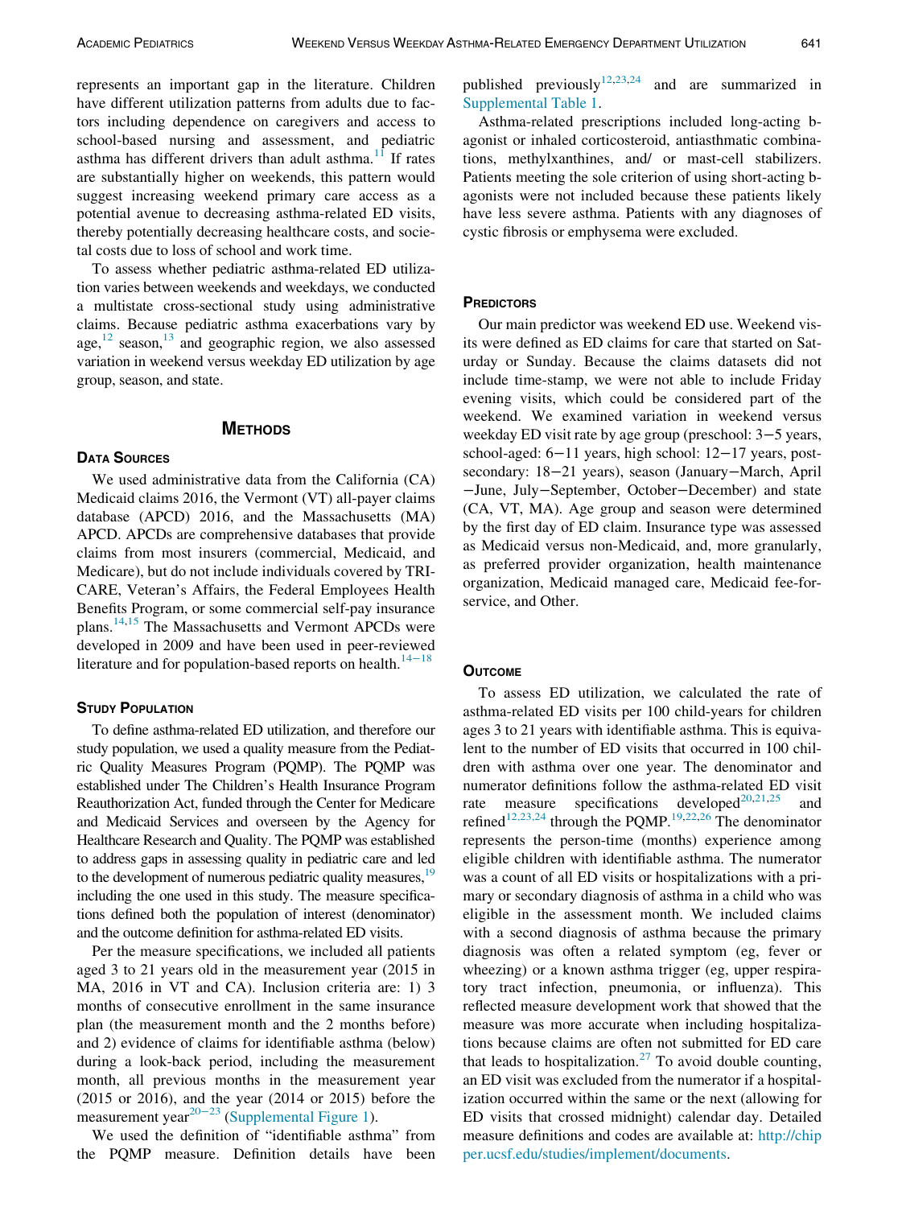represents an important gap in the literature. Children have different utilization patterns from adults due to factors including dependence on caregivers and access to school-based nursing and assessment, and pediatric asthma has different drivers than adult asthma.[11] If rates are substantially higher on weekends, this pattern would suggest increasing weekend primary care access as a potential avenue to decreasing asthma-related ED visits, thereby potentially decreasing healthcare costs, and societal costs due to loss of school and work time.

To assess whether pediatric asthma-related ED utilization varies between weekends and weekdays, we conducted a multistate cross-sectional study using administrative claims. Because pediatric asthma exacerbations vary by age,[12] season,[13] and geographic region, we also assessed variation in weekend versus weekday ED utilization by age group, season, and state.

## Methods

### Data Sources

We used administrative data from the California (CA) Medicaid claims 2016, the Vermont (VT) all-payer claims database (APCD) 2016, and the Massachusetts (MA) APCD. APCDs are comprehensive databases that provide claims from most insurers (commercial, Medicaid, and Medicare), but do not include individuals covered by TRICARE, Veteran's Affairs, the Federal Employees Health Benefits Program, or some commercial self-pay insurance plans.[14,15] The Massachusetts and Vermont APCDs were developed in 2009 and have been used in peer-reviewed literature and for population-based reports on health.[14−18]

### Study Population

To define asthma-related ED utilization, and therefore our study population, we used a quality measure from the Pediatric Quality Measures Program (PQMP). The PQMP was established under The Children's Health Insurance Program Reauthorization Act, funded through the Center for Medicare and Medicaid Services and overseen by the Agency for Healthcare Research and Quality. The PQMP was established to address gaps in assessing quality in pediatric care and led to the development of numerous pediatric quality measures,[19] including the one used in this study. The measure specifications defined both the population of interest (denominator) and the outcome definition for asthma-related ED visits.

Per the measure specifications, we included all patients aged 3 to 21 years old in the measurement year (2015 in MA, 2016 in VT and CA). Inclusion criteria are: 1) 3 months of consecutive enrollment in the same insurance plan (the measurement month and the 2 months before) and 2) evidence of claims for identifiable asthma (below) during a look-back period, including the measurement month, all previous months in the measurement year (2015 or 2016), and the year (2014 or 2015) before the measurement year[20−23] (Supplemental Figure 1).

We used the definition of "identifiable asthma" from the PQMP measure. Definition details have been published previously[12,23,24] and are summarized in Supplemental Table 1.

Asthma-related prescriptions included long-acting b-agonist or inhaled corticosteroid, antiasthmatic combinations, methylxanthines, and/ or mast-cell stabilizers. Patients meeting the sole criterion of using short-acting b-agonists were not included because these patients likely have less severe asthma. Patients with any diagnoses of cystic fibrosis or emphysema were excluded.

### Predictors

Our main predictor was weekend ED use. Weekend visits were defined as ED claims for care that started on Saturday or Sunday. Because the claims datasets did not include time-stamp, we were not able to include Friday evening visits, which could be considered part of the weekend. We examined variation in weekend versus weekday ED visit rate by age group (preschool: 3−5 years, school-aged: 6−11 years, high school: 12−17 years, post-secondary: 18−21 years), season (January−March, April−June, July−September, October−December) and state (CA, VT, MA). Age group and season were determined by the first day of ED claim. Insurance type was assessed as Medicaid versus non-Medicaid, and, more granularly, as preferred provider organization, health maintenance organization, Medicaid managed care, Medicaid fee-for-service, and Other.

### Outcome

To assess ED utilization, we calculated the rate of asthma-related ED visits per 100 child-years for children ages 3 to 21 years with identifiable asthma. This is equivalent to the number of ED visits that occurred in 100 children with asthma over one year. The denominator and numerator definitions follow the asthma-related ED visit rate measure specifications developed[20,21,25] and refined[12,23,24] through the PQMP.[19,22,26] The denominator represents the person-time (months) experience among eligible children with identifiable asthma. The numerator was a count of all ED visits or hospitalizations with a primary or secondary diagnosis of asthma in a child who was eligible in the assessment month. We included claims with a second diagnosis of asthma because the primary diagnosis was often a related symptom (eg, fever or wheezing) or a known asthma trigger (eg, upper respiratory tract infection, pneumonia, or influenza). This reflected measure development work that showed that the measure was more accurate when including hospitalizations because claims are often not submitted for ED care that leads to hospitalization.[27] To avoid double counting, an ED visit was excluded from the numerator if a hospitalization occurred within the same or the next (allowing for ED visits that crossed midnight) calendar day. Detailed measure definitions and codes are available at: http://chipper.ucsf.edu/studies/implement/documents.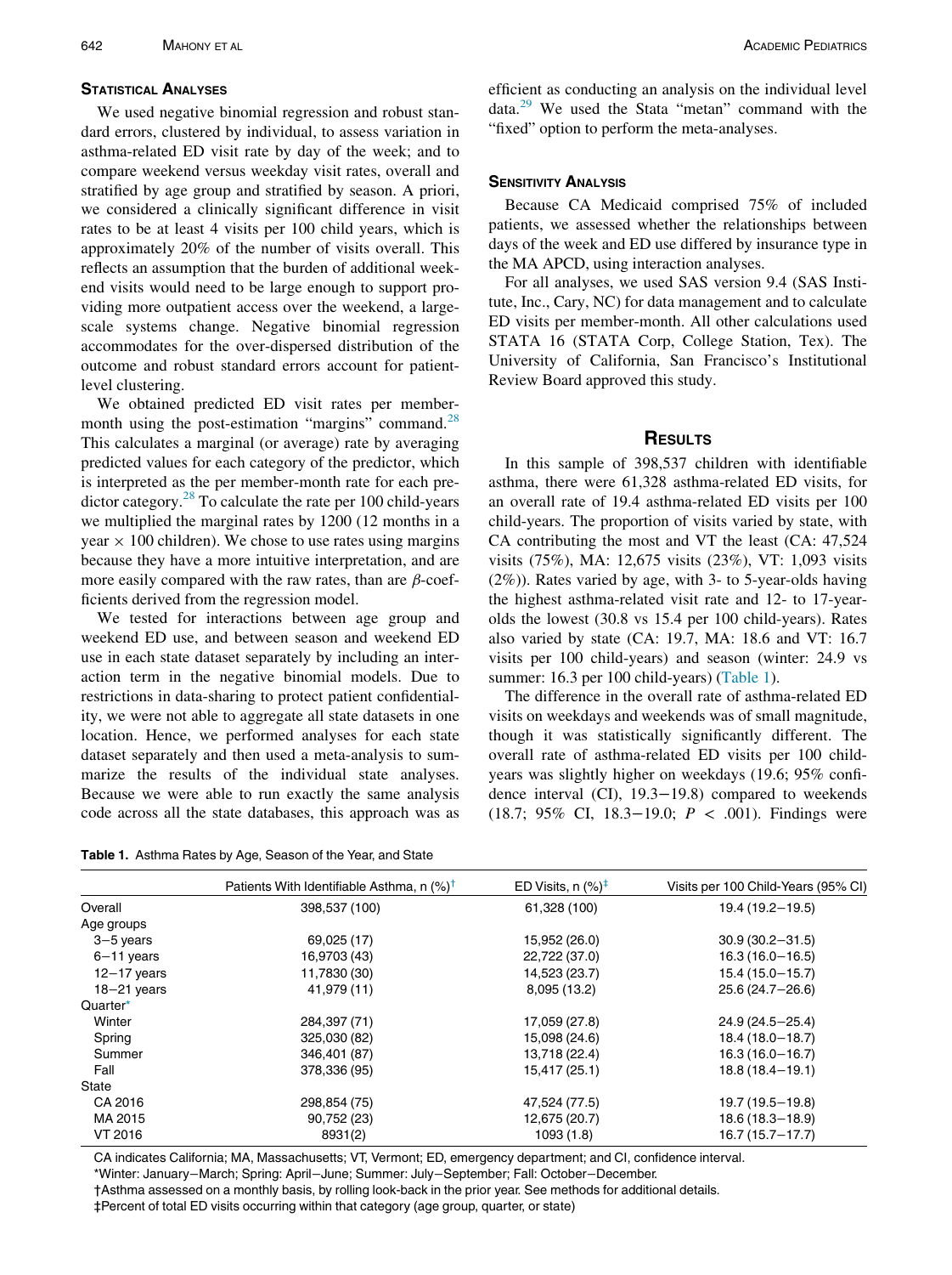## Statistical Analyses

We used negative binomial regression and robust standard errors, clustered by individual, to assess variation in asthma-related ED visit rate by day of the week; and to compare weekend versus weekday visit rates, overall and stratified by age group and stratified by season. A priori, we considered a clinically significant difference in visit rates to be at least 4 visits per 100 child years, which is approximately 20% of the number of visits overall. This reflects an assumption that the burden of additional weekend visits would need to be large enough to support providing more outpatient access over the weekend, a large-scale systems change. Negative binomial regression accommodates for the over-dispersed distribution of the outcome and robust standard errors account for patient-level clustering.

We obtained predicted ED visit rates per member-month using the post-estimation "margins" command.[28] This calculates a marginal (or average) rate by averaging predicted values for each category of the predictor, which is interpreted as the per member-month rate for each predictor category.[28] To calculate the rate per 100 child-years we multiplied the marginal rates by 1200 (12 months in a year × 100 children). We chose to use rates using margins because they have a more intuitive interpretation, and are more easily compared with the raw rates, than are $\beta$-coefficients derived from the regression model.

We tested for interactions between age group and weekend ED use, and between season and weekend ED use in each state dataset separately by including an interaction term in the negative binomial models. Due to restrictions in data-sharing to protect patient confidentiality, we were not able to aggregate all state datasets in one location. Hence, we performed analyses for each state dataset separately and then used a meta-analysis to summarize the results of the individual state analyses. Because we were able to run exactly the same analysis code across all the state databases, this approach was as efficient as conducting an analysis on the individual level data.[29] We used the Stata "metan" command with the "fixed" option to perform the meta-analyses.

## Sensitivity Analysis

Because CA Medicaid comprised 75% of included patients, we assessed whether the relationships between days of the week and ED use differed by insurance type in the MA APCD, using interaction analyses.

For all analyses, we used SAS version 9.4 (SAS Institute, Inc., Cary, NC) for data management and to calculate ED visits per member-month. All other calculations used STATA 16 (STATA Corp, College Station, Tex). The University of California, San Francisco's Institutional Review Board approved this study.

# Results

In this sample of 398,537 children with identifiable asthma, there were 61,328 asthma-related ED visits, for an overall rate of 19.4 asthma-related ED visits per 100 child-years. The proportion of visits varied by state, with CA contributing the most and VT the least (CA: 47,524 visits (75%), MA: 12,675 visits (23%), VT: 1,093 visits (2%)). Rates varied by age, with 3- to 5-year-olds having the highest asthma-related visit rate and 12- to 17-year-olds the lowest (30.8 vs 15.4 per 100 child-years). Rates also varied by state (CA: 19.7, MA: 18.6 and VT: 16.7 visits per 100 child-years) and season (winter: 24.9 vs summer: 16.3 per 100 child-years) (Table 1).

The difference in the overall rate of asthma-related ED visits on weekdays and weekends was of small magnitude, though it was statistically significantly different. The overall rate of asthma-related ED visits per 100 child-years was slightly higher on weekdays (19.6; 95% confidence interval (CI), 19.3−19.8) compared to weekends (18.7; 95% CI, 18.3−19.0; $P < .001$). Findings were

**Table 1.** Asthma Rates by Age, Season of the Year, and State

| | Patients With Identifiable Asthma, n (%)† | ED Visits, n (%)‡ | Visits per 100 Child-Years (95% CI) |
|---|---|---|---|
| Overall | 398,537 (100) | 61,328 (100) | 19.4 (19.2−19.5) |
| Age groups | | | |
| 3−5 years | 69,025 (17) | 15,952 (26.0) | 30.9 (30.2−31.5) |
| 6−11 years | 16,9703 (43) | 22,722 (37.0) | 16.3 (16.0−16.5) |
| 12−17 years | 11,7830 (30) | 14,523 (23.7) | 15.4 (15.0−15.7) |
| 18−21 years | 41,979 (11) | 8,095 (13.2) | 25.6 (24.7−26.6) |
| Quarter* | | | |
| Winter | 284,397 (71) | 17,059 (27.8) | 24.9 (24.5−25.4) |
| Spring | 325,030 (82) | 15,098 (24.6) | 18.4 (18.0−18.7) |
| Summer | 346,401 (87) | 13,718 (22.4) | 16.3 (16.0−16.7) |
| Fall | 378,336 (95) | 15,417 (25.1) | 18.8 (18.4−19.1) |
| State | | | |
| CA 2016 | 298,854 (75) | 47,524 (77.5) | 19.7 (19.5−19.8) |
| MA 2015 | 90,752 (23) | 12,675 (20.7) | 18.6 (18.3−18.9) |
| VT 2016 | 8931(2) | 1093 (1.8) | 16.7 (15.7−17.7) |

CA indicates California; MA, Massachusetts; VT, Vermont; ED, emergency department; and CI, confidence interval.

*Winter: January−March; Spring: April−June; Summer: July−September; Fall: October−December.

†Asthma assessed on a monthly basis, by rolling look-back in the prior year. See methods for additional details.

‡Percent of total ED visits occurring within that category (age group, quarter, or state)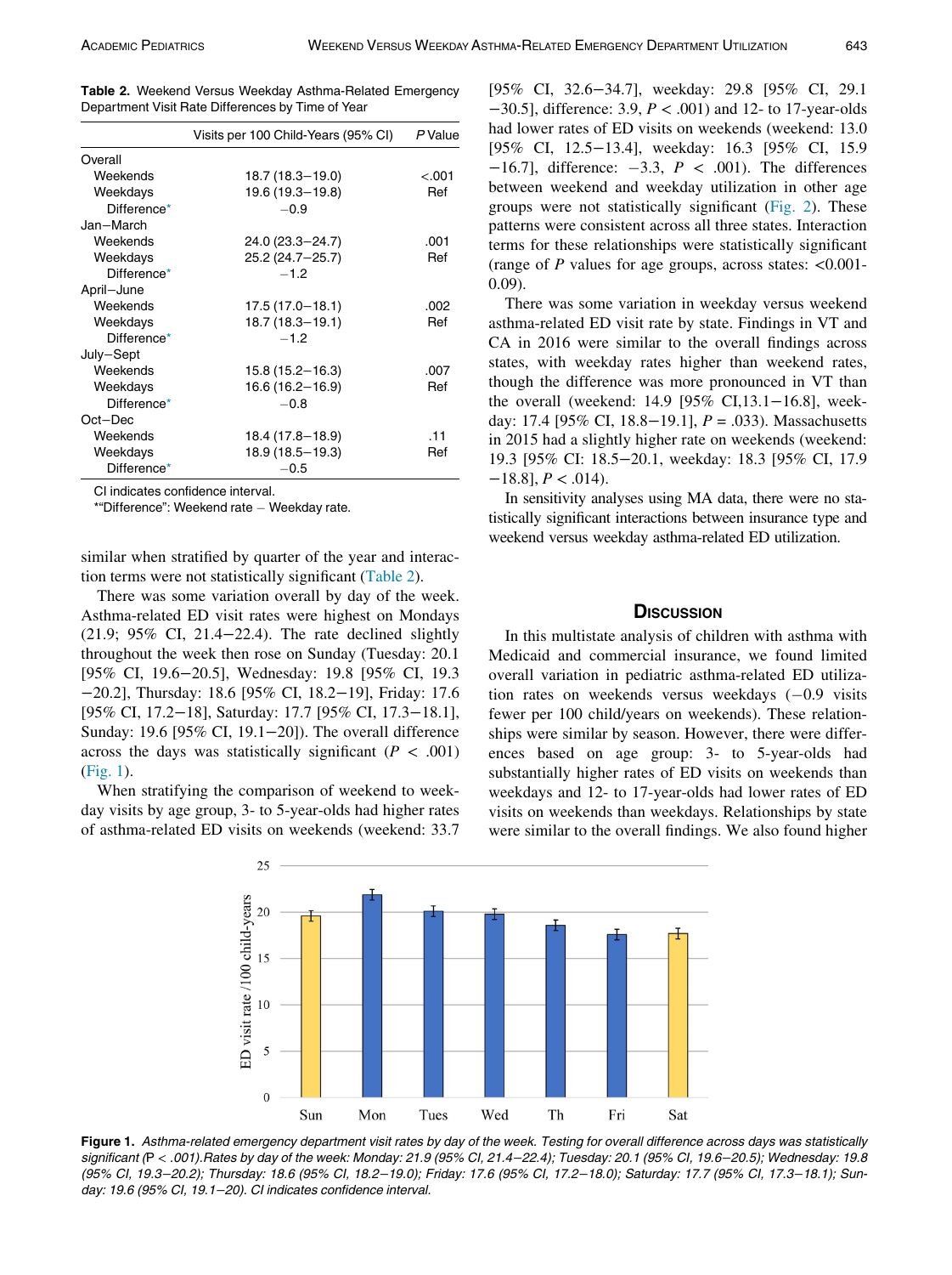**Table 2.** Weekend Versus Weekday Asthma-Related Emergency Department Visit Rate Differences by Time of Year

| | Visits per 100 Child-Years (95% CI) | *P* Value |
|---|---|---|
| Overall | | |
| Weekends | 18.7 (18.3–19.0) | <.001 |
| Weekdays | 19.6 (19.3–19.8) | Ref |
| Difference* | −0.9 | |
| Jan–March | | |
| Weekends | 24.0 (23.3–24.7) | .001 |
| Weekdays | 25.2 (24.7–25.7) | Ref |
| Difference* | −1.2 | |
| April–June | | |
| Weekends | 17.5 (17.0–18.1) | .002 |
| Weekdays | 18.7 (18.3–19.1) | Ref |
| Difference* | −1.2 | |
| July–Sept | | |
| Weekends | 15.8 (15.2–16.3) | .007 |
| Weekdays | 16.6 (16.2–16.9) | Ref |
| Difference* | −0.8 | |
| Oct–Dec | | |
| Weekends | 18.4 (17.8–18.9) | .11 |
| Weekdays | 18.9 (18.5–19.3) | Ref |
| Difference* | −0.5 | |

CI indicates confidence interval.
*"Difference": Weekend rate − Weekday rate.

similar when stratified by quarter of the year and interaction terms were not statistically significant (Table 2).

There was some variation overall by day of the week. Asthma-related ED visit rates were highest on Mondays (21.9; 95% CI, 21.4−22.4). The rate declined slightly throughout the week then rose on Sunday (Tuesday: 20.1 [95% CI, 19.6−20.5], Wednesday: 19.8 [95% CI, 19.3 −20.2], Thursday: 18.6 [95% CI, 18.2−19], Friday: 17.6 [95% CI, 17.2−18], Saturday: 17.7 [95% CI, 17.3−18.1], Sunday: 19.6 [95% CI, 19.1−20]). The overall difference across the days was statistically significant ($P < .001$) (Fig. 1).

When stratifying the comparison of weekend to weekday visits by age group, 3- to 5-year-olds had higher rates of asthma-related ED visits on weekends (weekend: 33.7 [95% CI, 32.6−34.7], weekday: 29.8 [95% CI, 29.1 −30.5], difference: 3.9, $P < .001$) and 12- to 17-year-olds had lower rates of ED visits on weekends (weekend: 13.0 [95% CI, 12.5−13.4], weekday: 16.3 [95% CI, 15.9 −16.7], difference: −3.3, $P < .001$). The differences between weekend and weekday utilization in other age groups were not statistically significant (Fig. 2). These patterns were consistent across all three states. Interaction terms for these relationships were statistically significant (range of *P* values for age groups, across states: <0.001-0.09).

There was some variation in weekday versus weekend asthma-related ED visit rate by state. Findings in VT and CA in 2016 were similar to the overall findings across states, with weekday rates higher than weekend rates, though the difference was more pronounced in VT than the overall (weekend: 14.9 [95% CI,13.1−16.8], weekday: 17.4 [95% CI, 18.8−19.1], $P = .033$). Massachusetts in 2015 had a slightly higher rate on weekends (weekend: 19.3 [95% CI: 18.5−20.1, weekday: 18.3 [95% CI, 17.9 −18.8], $P < .014$).

In sensitivity analyses using MA data, there were no statistically significant interactions between insurance type and weekend versus weekday asthma-related ED utilization.

## Discussion

In this multistate analysis of children with asthma with Medicaid and commercial insurance, we found limited overall variation in pediatric asthma-related ED utilization rates on weekends versus weekdays (−0.9 visits fewer per 100 child/years on weekends). These relationships were similar by season. However, there were differences based on age group: 3- to 5-year-olds had substantially higher rates of ED visits on weekends than weekdays and 12- to 17-year-olds had lower rates of ED visits on weekends than weekdays. Relationships by state were similar to the overall findings. We also found higher

**Figure 1.** *Asthma-related emergency department visit rates by day of the week. Testing for overall difference across days was statistically significant (P < .001).Rates by day of the week: Monday: 21.9 (95% CI, 21.4–22.4); Tuesday: 20.1 (95% CI, 19.6–20.5); Wednesday: 19.8 (95% CI, 19.3–20.2); Thursday: 18.6 (95% CI, 18.2–19.0); Friday: 17.6 (95% CI, 17.2–18.0); Saturday: 17.7 (95% CI, 17.3–18.1); Sunday: 19.6 (95% CI, 19.1–20). CI indicates confidence interval.*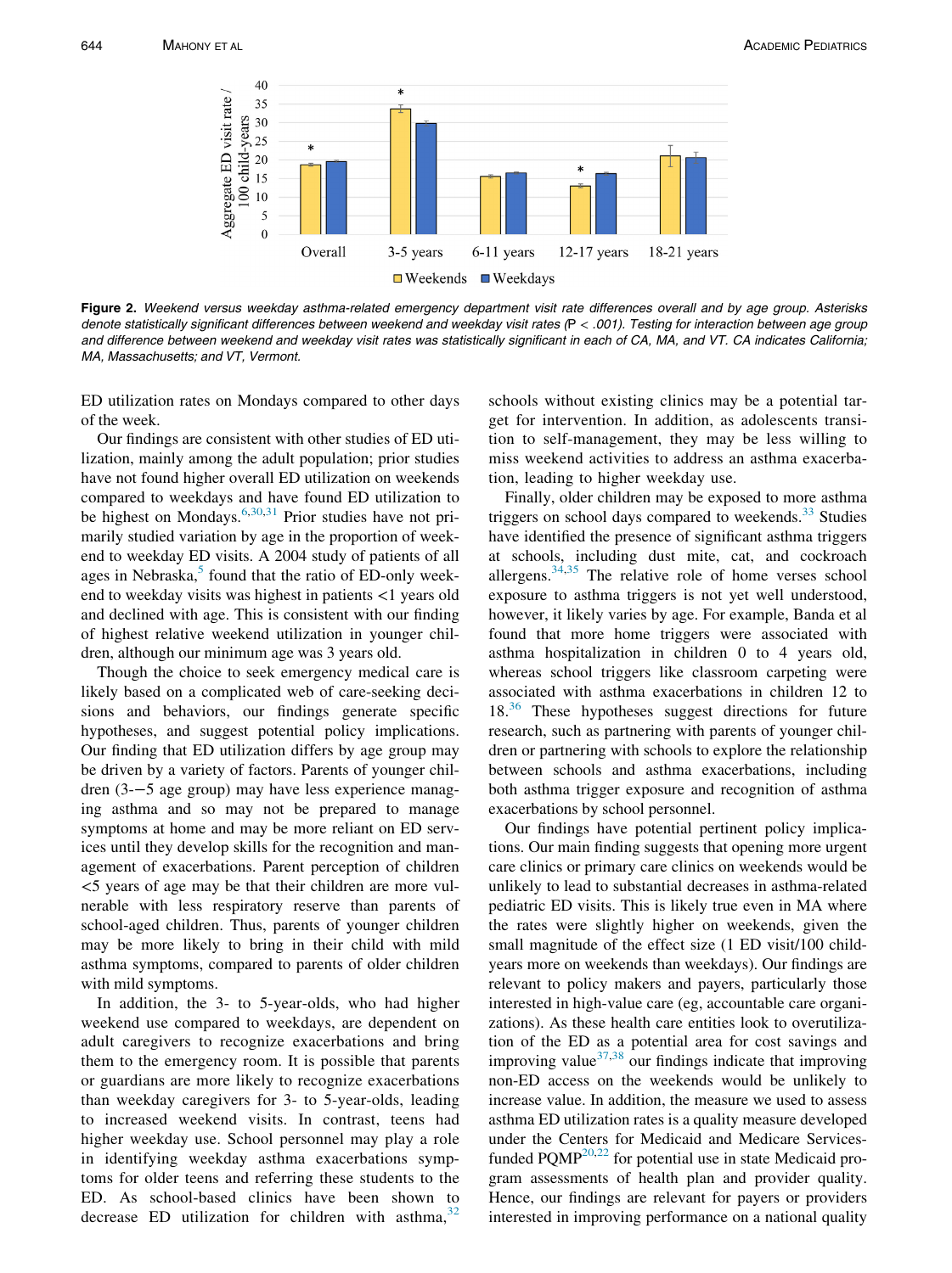**Figure 2.** *Weekend versus weekday asthma-related emergency department visit rate differences overall and by age group. Asterisks denote statistically significant differences between weekend and weekday visit rates (P < .001). Testing for interaction between age group and difference between weekend and weekday visit rates was statistically significant in each of CA, MA, and VT. CA indicates California; MA, Massachusetts; and VT, Vermont.*

ED utilization rates on Mondays compared to other days of the week.

Our findings are consistent with other studies of ED utilization, mainly among the adult population; prior studies have not found higher overall ED utilization on weekends compared to weekdays and have found ED utilization to be highest on Mondays.[6,30,31] Prior studies have not primarily studied variation by age in the proportion of weekend to weekday ED visits. A 2004 study of patients of all ages in Nebraska,[5] found that the ratio of ED-only weekend to weekday visits was highest in patients <1 years old and declined with age. This is consistent with our finding of highest relative weekend utilization in younger children, although our minimum age was 3 years old.

Though the choice to seek emergency medical care is likely based on a complicated web of care-seeking decisions and behaviors, our findings generate specific hypotheses, and suggest potential policy implications. Our finding that ED utilization differs by age group may be driven by a variety of factors. Parents of younger children (3-−5 age group) may have less experience managing asthma and so may not be prepared to manage symptoms at home and may be more reliant on ED services until they develop skills for the recognition and management of exacerbations. Parent perception of children <5 years of age may be that their children are more vulnerable with less respiratory reserve than parents of school-aged children. Thus, parents of younger children may be more likely to bring in their child with mild asthma symptoms, compared to parents of older children with mild symptoms.

In addition, the 3- to 5-year-olds, who had higher weekend use compared to weekdays, are dependent on adult caregivers to recognize exacerbations and bring them to the emergency room. It is possible that parents or guardians are more likely to recognize exacerbations than weekday caregivers for 3- to 5-year-olds, leading to increased weekend visits. In contrast, teens had higher weekday use. School personnel may play a role in identifying weekday asthma exacerbations symptoms for older teens and referring these students to the ED. As school-based clinics have been shown to decrease ED utilization for children with asthma,[32] schools without existing clinics may be a potential target for intervention. In addition, as adolescents transition to self-management, they may be less willing to miss weekend activities to address an asthma exacerbation, leading to higher weekday use.

Finally, older children may be exposed to more asthma triggers on school days compared to weekends.[33] Studies have identified the presence of significant asthma triggers at schools, including dust mite, cat, and cockroach allergens.[34,35] The relative role of home verses school exposure to asthma triggers is not yet well understood, however, it likely varies by age. For example, Banda et al found that more home triggers were associated with asthma hospitalization in children 0 to 4 years old, whereas school triggers like classroom carpeting were associated with asthma exacerbations in children 12 to 18.[36] These hypotheses suggest directions for future research, such as partnering with parents of younger children or partnering with schools to explore the relationship between schools and asthma exacerbations, including both asthma trigger exposure and recognition of asthma exacerbations by school personnel.

Our findings have potential pertinent policy implications. Our main finding suggests that opening more urgent care clinics or primary care clinics on weekends would be unlikely to lead to substantial decreases in asthma-related pediatric ED visits. This is likely true even in MA where the rates were slightly higher on weekends, given the small magnitude of the effect size (1 ED visit/100 child-years more on weekends than weekdays). Our findings are relevant to policy makers and payers, particularly those interested in high-value care (eg, accountable care organizations). As these health care entities look to overutilization of the ED as a potential area for cost savings and improving value[37,38] our findings indicate that improving non-ED access on the weekends would be unlikely to increase value. In addition, the measure we used to assess asthma ED utilization rates is a quality measure developed under the Centers for Medicaid and Medicare Services-funded PQMP[20,22] for potential use in state Medicaid program assessments of health plan and provider quality. Hence, our findings are relevant for payers or providers interested in improving performance on a national quality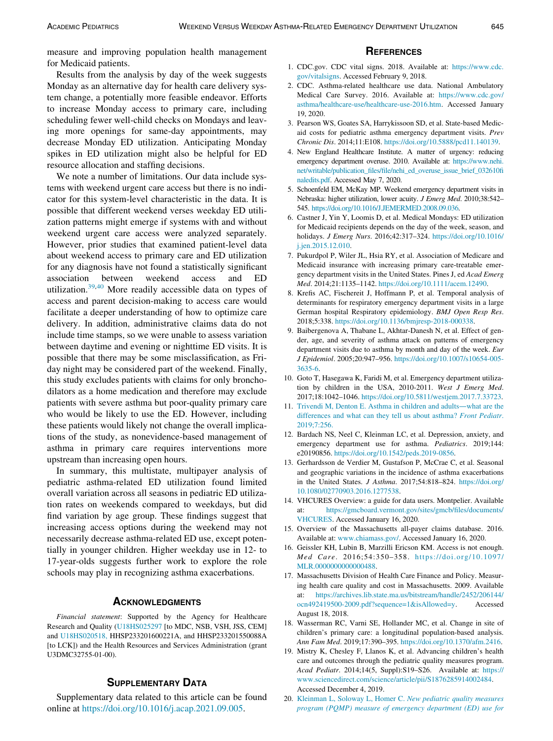measure and improving population health management for Medicaid patients.

Results from the analysis by day of the week suggests Monday as an alternative day for health care delivery system change, a potentially more feasible endeavor. Efforts to increase Monday access to primary care, including scheduling fewer well-child checks on Mondays and leaving more openings for same-day appointments, may decrease Monday ED utilization. Anticipating Monday spikes in ED utilization might also be helpful for ED resource allocation and staffing decisions.

We note a number of limitations. Our data include systems with weekend urgent care access but there is no indicator for this system-level characteristic in the data. It is possible that different weekend verses weekday ED utilization patterns might emerge if systems with and without weekend urgent care access were analyzed separately. However, prior studies that examined patient-level data about weekend access to primary care and ED utilization for any diagnosis have not found a statistically significant association between weekend access and ED utilization.[39,40] More readily accessible data on types of access and parent decision-making to access care would facilitate a deeper understanding of how to optimize care delivery. In addition, administrative claims data do not include time stamps, so we were unable to assess variation between daytime and evening or nighttime ED visits. It is possible that there may be some misclassification, as Friday night may be considered part of the weekend. Finally, this study excludes patients with claims for only bronchodilators as a home medication and therefore may exclude patients with severe asthma but poor-quality primary care who would be likely to use the ED. However, including these patients would likely not change the overall implications of the study, as nonevidence-based management of asthma in primary care requires interventions more upstream than increasing open hours.

In summary, this multistate, multipayer analysis of pediatric asthma-related ED utilization found limited overall variation across all seasons in pediatric ED utilization rates on weekends compared to weekdays, but did find variation by age group. These findings suggest that increasing access options during the weekend may not necessarily decrease asthma-related ED use, except potentially in younger children. Higher weekday use in 12- to 17-year-olds suggests further work to explore the role schools may play in recognizing asthma exacerbations.

## Acknowledgments

*Financial statement*: Supported by the Agency for Healthcare Research and Quality (U18HS025297 [to MDC, NSB, VSH, JSS, CEM] and U18HS020518, HHSP233201600221A, and HHSP233201550088A [to LCK]) and the Health Resources and Services Administration (grant U3DMC32755-01-00).

## Supplementary Data

Supplementary data related to this article can be found online at https://doi.org/10.1016/j.acap.2021.09.005.

## References

1. CDC.gov. CDC vital signs. 2018. Available at: https://www.cdc.gov/vitalsigns. Accessed February 9, 2018.
2. CDC. Asthma-related healthcare use data. National Ambulatory Medical Care Survey. 2016. Available at: https://www.cdc.gov/asthma/healthcare-use/healthcare-use-2016.htm. Accessed January 19, 2020.
3. Pearson WS, Goates SA, Harrykissoon SD, et al. State-based Medicaid costs for pediatric asthma emergency department visits. *Prev Chronic Dis*. 2014;11:E108. https://doi.org/10.5888/pcd11.140139.
4. New England Healthcare Institute. A matter of urgency: reducing emergency department overuse. 2010. Available at: https://www.nehi.net/writable/publication_files/file/nehi_ed_overuse_issue_brief_032610finaledits.pdf. Accessed May 7, 2020.
5. Schoenfeld EM, McKay MP. Weekend emergency department visits in Nebraska: higher utilization, lower acuity. *J Emerg Med*. 2010;38:542–545. https://doi.org/10.1016/J.JEMERMED.2008.09.036.
6. Castner J, Yin Y, Loomis D, et al. Medical Mondays: ED utilization for Medicaid recipients depends on the day of the week, season, and holidays. *J Emerg Nurs*. 2016;42:317–324. https://doi.org/10.1016/j.jen.2015.12.010.
7. Pukurdpol P, Wiler JL, Hsia RY, et al. Association of Medicare and Medicaid insurance with increasing primary care-treatable emergency department visits in the United States. Pines J, ed *Acad Emerg Med*. 2014;21:1135–1142. https://doi.org/10.1111/acem.12490.
8. Krefis AC, Fischereit J, Hoffmann P, et al. Temporal analysis of determinants for respiratory emergency department visits in a large German hospital Respiratory epidemiology. *BMJ Open Resp Res*. 2018;5:338. https://doi.org/10.1136/bmjresp-2018-000338.
9. Baibergenova A, Thabane L, Akhtar-Danesh N, et al. Effect of gender, age, and severity of asthma attack on patterns of emergency department visits due to asthma by month and day of the week. *Eur J Epidemiol*. 2005;20:947–956. https://doi.org/10.1007/s10654-005-3635-6.
10. Goto T, Hasegawa K, Faridi M, et al. Emergency department utilization by children in the USA, 2010-2011. *West J Emerg Med*. 2017;18:1042–1046. https://doi.org/10.5811/westjem.2017.7.33723.
11. Trivedi M, Denton E. Asthma in children and adults—what are the differences and what can they tell us about asthma? *Front Pediatr*. 2019;7:256.
12. Bardach NS, Neel C, Kleinman LC, et al. Depression, anxiety, and emergency department use for asthma. *Pediatrics*. 2019;144:e20190856. https://doi.org/10.1542/peds.2019-0856.
13. Gerhardsson de Verdier M, Gustafson P, McCrae C, et al. Seasonal and geographic variations in the incidence of asthma exacerbations in the United States. *J Asthma*. 2017;54:818–824. https://doi.org/10.1080/02770903.2016.1277538.
14. VHCURES Overview: a guide for data users. Montpelier. Available at: https://gmcboard.vermont.gov/sites/gmcb/files/documents/VHCURES. Accessed January 16, 2020.
15. Overview of the Massachusetts all-payer claims database. 2016. Available at: www.chiamass.gov/. Accessed January 16, 2020.
16. Geissler KH, Lubin B, Marzilli Ericson KM. Access is not enough. *Med Care*. 2016;54:350–358. https://doi.org/10.1097/MLR.0000000000000488.
17. Massachusetts Division of Health Care Finance and Policy. Measuring health care quality and cost in Massachusetts. 2009. Available at: https://archives.lib.state.ma.us/bitstream/handle/2452/206144/ocn492419500-2009.pdf?sequence=1&isAllowed=y. Accessed August 18, 2018.
18. Wasserman RC, Varni SE, Hollander MC, et al. Change in site of children's primary care: a longitudinal population-based analysis. *Ann Fam Med*. 2019;17:390–395. https://doi.org/10.1370/afm.2416.
19. Mistry K, Chesley F, Llanos K, et al. Advancing children's health care and outcomes through the pediatric quality measures program. *Acad Pediatr*. 2014;14(5, Suppl):S19–S26. Available at: https://www.sciencedirect.com/science/article/pii/S1876285914002484. Accessed December 4, 2019.
20. Kleinman L, Soloway L, Homer C. *New pediatric quality measures program (PQMP) measure of emergency department (ED) use for*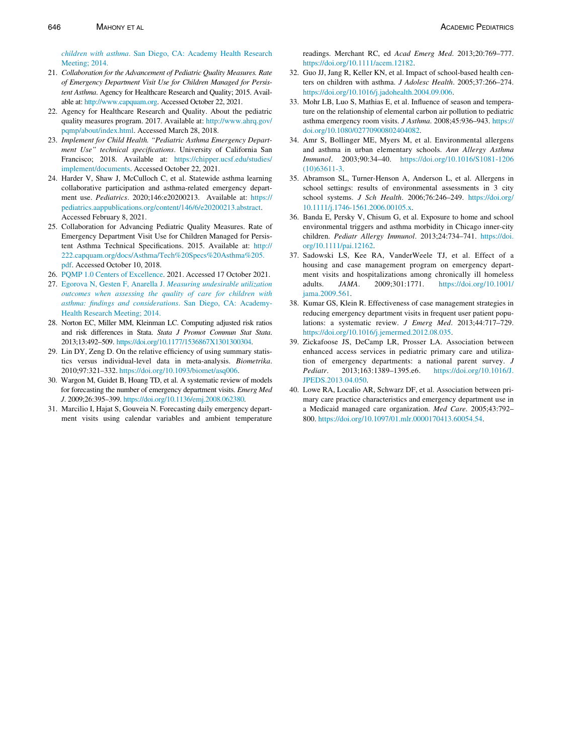*children with asthma*. San Diego, CA: Academy Health Research Meeting; 2014.

21. *Collaboration for the Advancement of Pediatric Quality Measures. Rate of Emergency Department Visit Use for Children Managed for Persistent Asthma*. Agency for Healthcare Research and Quality; 2015. Available at: http://www.capquam.org. Accessed October 22, 2021.
22. Agency for Healthcare Research and Quality. About the pediatric quality measures program. 2017. Available at: http://www.ahrq.gov/pqmp/about/index.html. Accessed March 28, 2018.
23. *Implement for Child Health. "Pediatric Asthma Emergency Department Use" technical specifications*. University of California San Francisco; 2018. Available at: https://chipper.ucsf.edu/studies/implement/documents. Accessed October 22, 2021.
24. Harder V, Shaw J, McCulloch C, et al. Statewide asthma learning collaborative participation and asthma-related emergency department use. *Pediatrics*. 2020;146:e20200213. Available at: https://pediatrics.aappublications.org/content/146/6/e20200213.abstract. Accessed February 8, 2021.
25. Collaboration for Advancing Pediatric Quality Measures. Rate of Emergency Department Visit Use for Children Managed for Persistent Asthma Technical Specifications. 2015. Available at: http://222.capquam.org/docs/Asthma/Tech%20Specs%20Asthma%205.pdf. Accessed October 10, 2018.
26. PQMP 1.0 Centers of Excellence. 2021. Accessed 17 October 2021.
27. Egorova N, Gesten F, Anarella J. *Measuring undesirable utilization outcomes when assessing the quality of care for children with asthma: findings and considerations*. San Diego, CA: Academy-Health Research Meeting; 2014.
28. Norton EC, Miller MM, Kleinman LC. Computing adjusted risk ratios and risk differences in Stata. *Stata J Promot Commun Stat Stata*. 2013;13:492–509. https://doi.org/10.1177/1536867X1301300304.
29. Lin DY, Zeng D. On the relative efficiency of using summary statistics versus individual-level data in meta-analysis. *Biometrika*. 2010;97:321–332. https://doi.org/10.1093/biomet/asq006.
30. Wargon M, Guidet B, Hoang TD, et al. A systematic review of models for forecasting the number of emergency department visits. *Emerg Med J*. 2009;26:395–399. https://doi.org/10.1136/emj.2008.062380.
31. Marcilio I, Hajat S, Gouveia N. Forecasting daily emergency department visits using calendar variables and ambient temperature readings. Merchant RC, ed *Acad Emerg Med*. 2013;20:769–777. https://doi.org/10.1111/acem.12182.
32. Guo JJ, Jang R, Keller KN, et al. Impact of school-based health centers on children with asthma. *J Adolesc Health*. 2005;37:266–274. https://doi.org/10.1016/j.jadohealth.2004.09.006.
33. Mohr LB, Luo S, Mathias E, et al. Influence of season and temperature on the relationship of elemental carbon air pollution to pediatric asthma emergency room visits. *J Asthma*. 2008;45:936–943. https://doi.org/10.1080/02770900802404082.
34. Amr S, Bollinger ME, Myers M, et al. Environmental allergens and asthma in urban elementary schools. *Ann Allergy Asthma Immunol*. 2003;90:34–40. https://doi.org/10.1016/S1081-1206(10)63611-3.
35. Abramson SL, Turner-Henson A, Anderson L, et al. Allergens in school settings: results of environmental assessments in 3 city school systems. *J Sch Health*. 2006;76:246–249. https://doi.org/10.1111/j.1746-1561.2006.00105.x.
36. Banda E, Persky V, Chisum G, et al. Exposure to home and school environmental triggers and asthma morbidity in Chicago inner-city children. *Pediatr Allergy Immunol*. 2013;24:734–741. https://doi.org/10.1111/pai.12162.
37. Sadowski LS, Kee RA, VanderWeele TJ, et al. Effect of a housing and case management program on emergency department visits and hospitalizations among chronically ill homeless adults. *JAMA*. 2009;301:1771. https://doi.org/10.1001/jama.2009.561.
38. Kumar GS, Klein R. Effectiveness of case management strategies in reducing emergency department visits in frequent user patient populations: a systematic review. *J Emerg Med*. 2013;44:717–729. https://doi.org/10.1016/j.jemermed.2012.08.035.
39. Zickafoose JS, DeCamp LR, Prosser LA. Association between enhanced access services in pediatric primary care and utilization of emergency departments: a national parent survey. *J Pediatr*. 2013;163:1389–1395.e6. https://doi.org/10.1016/J.JPEDS.2013.04.050.
40. Lowe RA, Localio AR, Schwarz DF, et al. Association between primary care practice characteristics and emergency department use in a Medicaid managed care organization. *Med Care*. 2005;43:792–800. https://doi.org/10.1097/01.mlr.0000170413.60054.54.